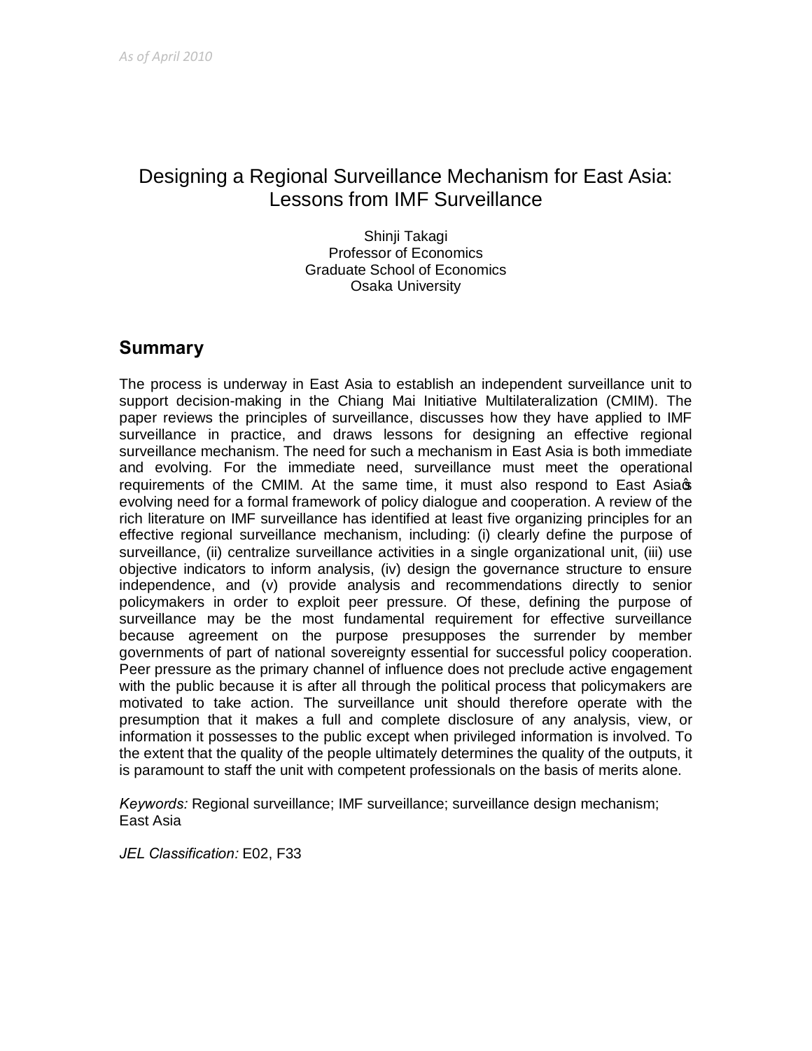*As of April 2010*

# Designing a Regional Surveillance Mechanism for East Asia: Lessons from IMF Surveillance

Shinji Takagi
Professor of Economics
Graduate School of Economics
Osaka University

## Summary

The process is underway in East Asia to establish an independent surveillance unit to support decision-making in the Chiang Mai Initiative Multilateralization (CMIM). The paper reviews the principles of surveillance, discusses how they have applied to IMF surveillance in practice, and draws lessons for designing an effective regional surveillance mechanism. The need for such a mechanism in East Asia is both immediate and evolving. For the immediate need, surveillance must meet the operational requirements of the CMIM. At the same time, it must also respond to East Asia's evolving need for a formal framework of policy dialogue and cooperation. A review of the rich literature on IMF surveillance has identified at least five organizing principles for an effective regional surveillance mechanism, including: (i) clearly define the purpose of surveillance, (ii) centralize surveillance activities in a single organizational unit, (iii) use objective indicators to inform analysis, (iv) design the governance structure to ensure independence, and (v) provide analysis and recommendations directly to senior policymakers in order to exploit peer pressure. Of these, defining the purpose of surveillance may be the most fundamental requirement for effective surveillance because agreement on the purpose presupposes the surrender by member governments of part of national sovereignty essential for successful policy cooperation. Peer pressure as the primary channel of influence does not preclude active engagement with the public because it is after all through the political process that policymakers are motivated to take action. The surveillance unit should therefore operate with the presumption that it makes a full and complete disclosure of any analysis, view, or information it possesses to the public except when privileged information is involved. To the extent that the quality of the people ultimately determines the quality of the outputs, it is paramount to staff the unit with competent professionals on the basis of merits alone.

*Keywords:* Regional surveillance; IMF surveillance; surveillance design mechanism; East Asia

*JEL Classification:* E02, F33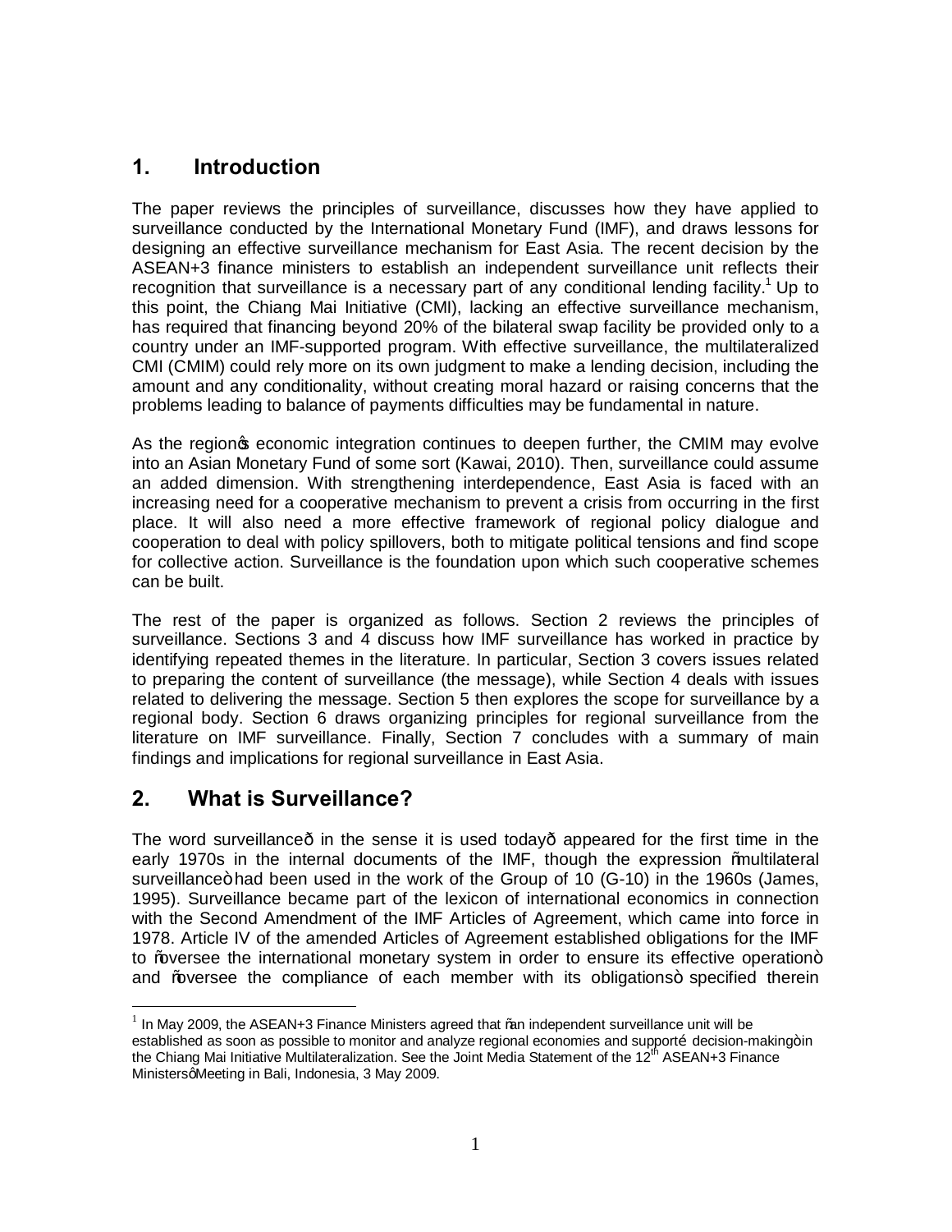## 1. Introduction

The paper reviews the principles of surveillance, discusses how they have applied to surveillance conducted by the International Monetary Fund (IMF), and draws lessons for designing an effective surveillance mechanism for East Asia. The recent decision by the ASEAN+3 finance ministers to establish an independent surveillance unit reflects their recognition that surveillance is a necessary part of any conditional lending facility.[1] Up to this point, the Chiang Mai Initiative (CMI), lacking an effective surveillance mechanism, has required that financing beyond 20% of the bilateral swap facility be provided only to a country under an IMF-supported program. With effective surveillance, the multilateralized CMI (CMIM) could rely more on its own judgment to make a lending decision, including the amount and any conditionality, without creating moral hazard or raising concerns that the problems leading to balance of payments difficulties may be fundamental in nature.

As the region's economic integration continues to deepen further, the CMIM may evolve into an Asian Monetary Fund of some sort (Kawai, 2010). Then, surveillance could assume an added dimension. With strengthening interdependence, East Asia is faced with an increasing need for a cooperative mechanism to prevent a crisis from occurring in the first place. It will also need a more effective framework of regional policy dialogue and cooperation to deal with policy spillovers, both to mitigate political tensions and find scope for collective action. Surveillance is the foundation upon which such cooperative schemes can be built.

The rest of the paper is organized as follows. Section 2 reviews the principles of surveillance. Sections 3 and 4 discuss how IMF surveillance has worked in practice by identifying repeated themes in the literature. In particular, Section 3 covers issues related to preparing the content of surveillance (the message), while Section 4 deals with issues related to delivering the message. Section 5 then explores the scope for surveillance by a regional body. Section 6 draws organizing principles for regional surveillance from the literature on IMF surveillance. Finally, Section 7 concludes with a summary of main findings and implications for regional surveillance in East Asia.

## 2. What is Surveillance?

The word surveillance—in the sense it is used today—appeared for the first time in the early 1970s in the internal documents of the IMF, though the expression "multilateral surveillance" had been used in the work of the Group of 10 (G-10) in the 1960s (James, 1995). Surveillance became part of the lexicon of international economics in connection with the Second Amendment of the IMF Articles of Agreement, which came into force in 1978. Article IV of the amended Articles of Agreement established obligations for the IMF to "oversee the international monetary system in order to ensure its effective operation" and "oversee the compliance of each member with its obligations" specified therein

[1] In May 2009, the ASEAN+3 Finance Ministers agreed that "an independent surveillance unit will be established as soon as possible to monitor and analyze regional economies and support… decision-making" in the Chiang Mai Initiative Multilateralization. See the Joint Media Statement of the 12th ASEAN+3 Finance Ministers' Meeting in Bali, Indonesia, 3 May 2009.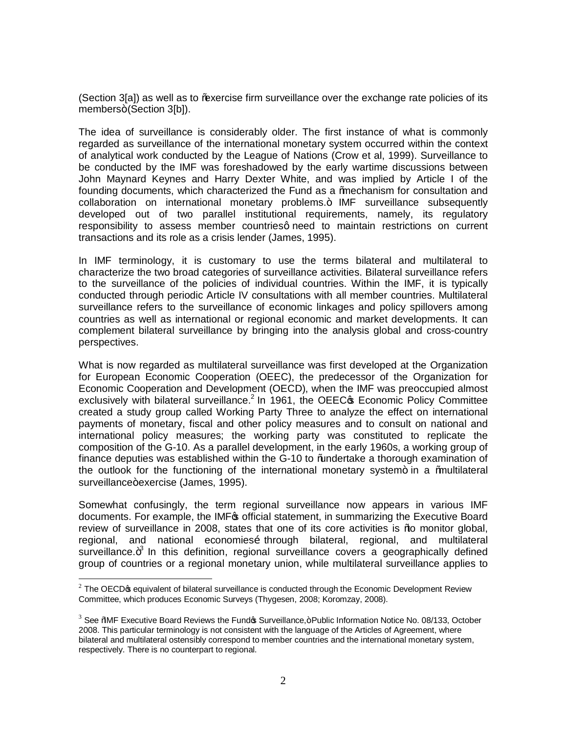(Section 3[a]) as well as to "exercise firm surveillance over the exchange rate policies of its members" (Section 3[b]).

The idea of surveillance is considerably older. The first instance of what is commonly regarded as surveillance of the international monetary system occurred within the context of analytical work conducted by the League of Nations (Crow et al, 1999). Surveillance to be conducted by the IMF was foreshadowed by the early wartime discussions between John Maynard Keynes and Harry Dexter White, and was implied by Article I of the founding documents, which characterized the Fund as a "mechanism for consultation and collaboration on international monetary problems." IMF surveillance subsequently developed out of two parallel institutional requirements, namely, its regulatory responsibility to assess member countries' need to maintain restrictions on current transactions and its role as a crisis lender (James, 1995).

In IMF terminology, it is customary to use the terms bilateral and multilateral to characterize the two broad categories of surveillance activities. Bilateral surveillance refers to the surveillance of the policies of individual countries. Within the IMF, it is typically conducted through periodic Article IV consultations with all member countries. Multilateral surveillance refers to the surveillance of economic linkages and policy spillovers among countries as well as international or regional economic and market developments. It can complement bilateral surveillance by bringing into the analysis global and cross-country perspectives.

What is now regarded as multilateral surveillance was first developed at the Organization for European Economic Cooperation (OEEC), the predecessor of the Organization for Economic Cooperation and Development (OECD), when the IMF was preoccupied almost exclusively with bilateral surveillance.[2] In 1961, the OEEC's Economic Policy Committee created a study group called Working Party Three to analyze the effect on international payments of monetary, fiscal and other policy measures and to consult on national and international policy measures; the working party was constituted to replicate the composition of the G-10. As a parallel development, in the early 1960s, a working group of finance deputies was established within the G-10 to "undertake a thorough examination of the outlook for the functioning of the international monetary system" in a "multilateral surveillance" exercise (James, 1995).

Somewhat confusingly, the term regional surveillance now appears in various IMF documents. For example, the IMF's official statement, in summarizing the Executive Board review of surveillance in 2008, states that one of its core activities is "to monitor global, regional, and national economies… through bilateral, regional, and multilateral surveillance."[3] In this definition, regional surveillance covers a geographically defined group of countries or a regional monetary union, while multilateral surveillance applies to

---

[2] The OECD's equivalent of bilateral surveillance is conducted through the Economic Development Review Committee, which produces Economic Surveys (Thygesen, 2008; Koromzay, 2008).

[3] See "IMF Executive Board Reviews the Fund's Surveillance," Public Information Notice No. 08/133, October 2008. This particular terminology is not consistent with the language of the Articles of Agreement, where bilateral and multilateral ostensibly correspond to member countries and the international monetary system, respectively. There is no counterpart to regional.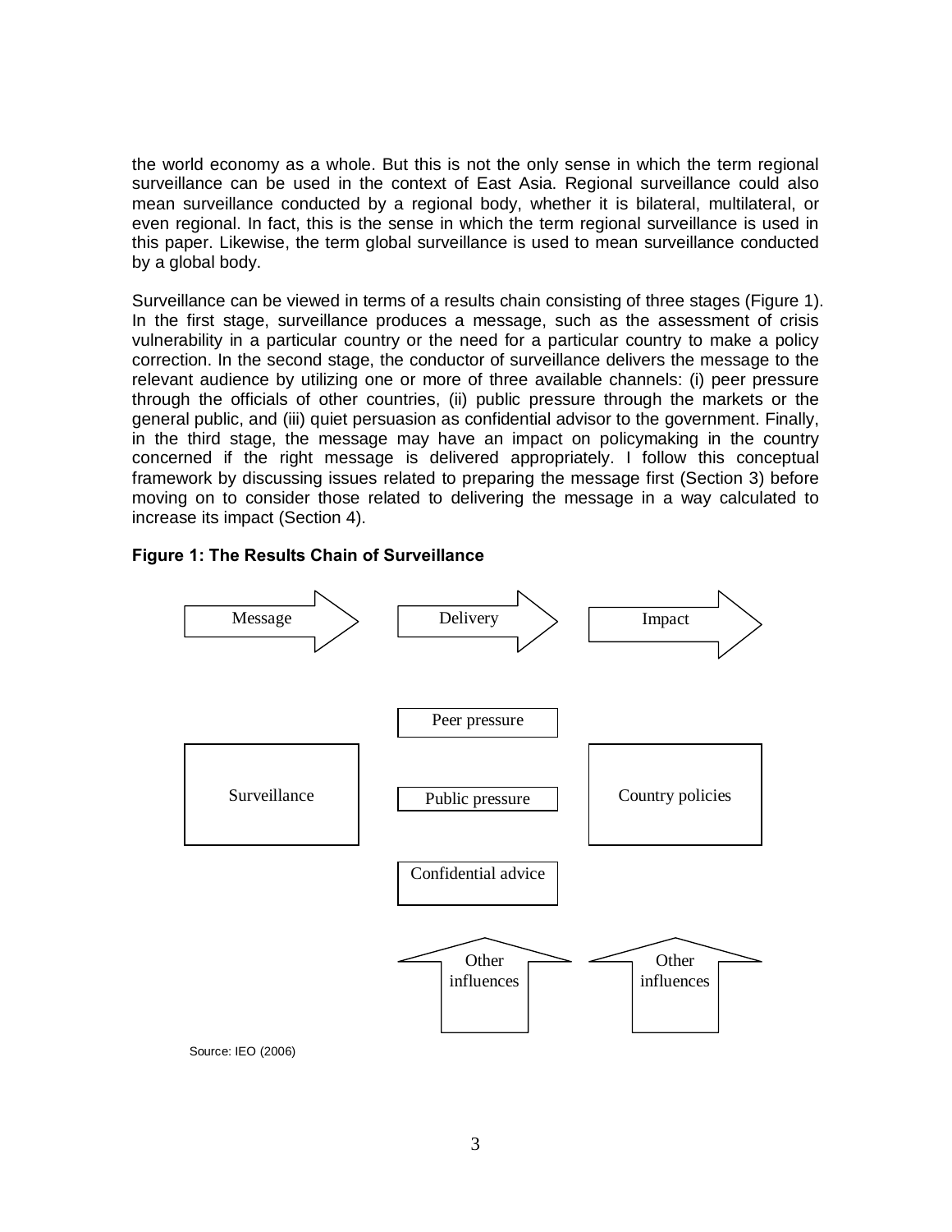the world economy as a whole. But this is not the only sense in which the term regional surveillance can be used in the context of East Asia. Regional surveillance could also mean surveillance conducted by a regional body, whether it is bilateral, multilateral, or even regional. In fact, this is the sense in which the term regional surveillance is used in this paper. Likewise, the term global surveillance is used to mean surveillance conducted by a global body.

Surveillance can be viewed in terms of a results chain consisting of three stages (Figure 1). In the first stage, surveillance produces a message, such as the assessment of crisis vulnerability in a particular country or the need for a particular country to make a policy correction. In the second stage, the conductor of surveillance delivers the message to the relevant audience by utilizing one or more of three available channels: (i) peer pressure through the officials of other countries, (ii) public pressure through the markets or the general public, and (iii) quiet persuasion as confidential advisor to the government. Finally, in the third stage, the message may have an impact on policymaking in the country concerned if the right message is delivered appropriately. I follow this conceptual framework by discussing issues related to preparing the message first (Section 3) before moving on to consider those related to delivering the message in a way calculated to increase its impact (Section 4).

**Figure 1: The Results Chain of Surveillance**

Message → Delivery → Impact

Surveillance | Peer pressure / Public pressure / Confidential advice | Country policies

Other influences ↑ | Other influences ↑

Source: IEO (2006)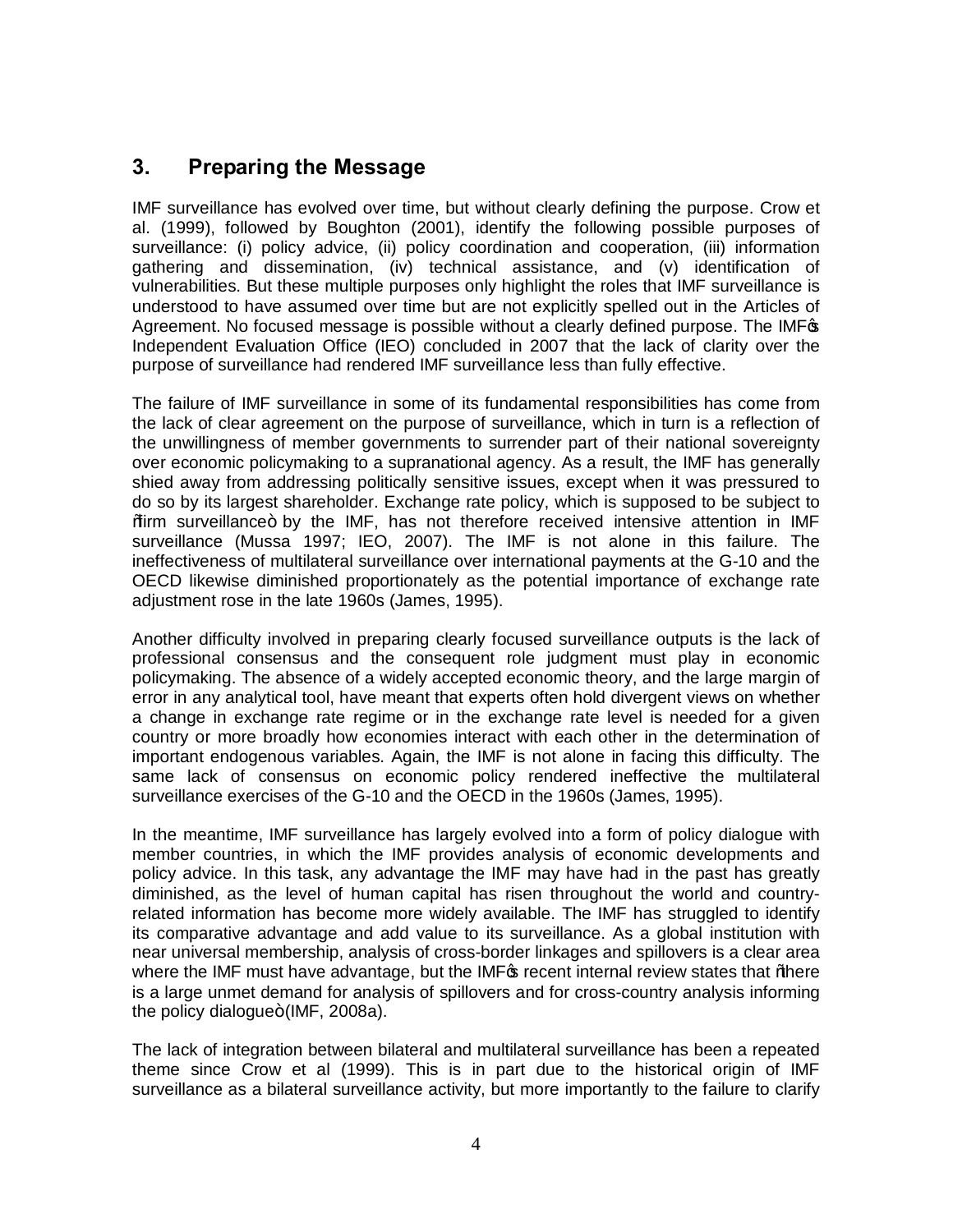## 3. Preparing the Message

IMF surveillance has evolved over time, but without clearly defining the purpose. Crow et al. (1999), followed by Boughton (2001), identify the following possible purposes of surveillance: (i) policy advice, (ii) policy coordination and cooperation, (iii) information gathering and dissemination, (iv) technical assistance, and (v) identification of vulnerabilities. But these multiple purposes only highlight the roles that IMF surveillance is understood to have assumed over time but are not explicitly spelled out in the Articles of Agreement. No focused message is possible without a clearly defined purpose. The IMF's Independent Evaluation Office (IEO) concluded in 2007 that the lack of clarity over the purpose of surveillance had rendered IMF surveillance less than fully effective.

The failure of IMF surveillance in some of its fundamental responsibilities has come from the lack of clear agreement on the purpose of surveillance, which in turn is a reflection of the unwillingness of member governments to surrender part of their national sovereignty over economic policymaking to a supranational agency. As a result, the IMF has generally shied away from addressing politically sensitive issues, except when it was pressured to do so by its largest shareholder. Exchange rate policy, which is supposed to be subject to "firm surveillance" by the IMF, has not therefore received intensive attention in IMF surveillance (Mussa 1997; IEO, 2007). The IMF is not alone in this failure. The ineffectiveness of multilateral surveillance over international payments at the G-10 and the OECD likewise diminished proportionately as the potential importance of exchange rate adjustment rose in the late 1960s (James, 1995).

Another difficulty involved in preparing clearly focused surveillance outputs is the lack of professional consensus and the consequent role judgment must play in economic policymaking. The absence of a widely accepted economic theory, and the large margin of error in any analytical tool, have meant that experts often hold divergent views on whether a change in exchange rate regime or in the exchange rate level is needed for a given country or more broadly how economies interact with each other in the determination of important endogenous variables. Again, the IMF is not alone in facing this difficulty. The same lack of consensus on economic policy rendered ineffective the multilateral surveillance exercises of the G-10 and the OECD in the 1960s (James, 1995).

In the meantime, IMF surveillance has largely evolved into a form of policy dialogue with member countries, in which the IMF provides analysis of economic developments and policy advice. In this task, any advantage the IMF may have had in the past has greatly diminished, as the level of human capital has risen throughout the world and country-related information has become more widely available. The IMF has struggled to identify its comparative advantage and add value to its surveillance. As a global institution with near universal membership, analysis of cross-border linkages and spillovers is a clear area where the IMF must have advantage, but the IMF's recent internal review states that "there is a large unmet demand for analysis of spillovers and for cross-country analysis informing the policy dialogue" (IMF, 2008a).

The lack of integration between bilateral and multilateral surveillance has been a repeated theme since Crow et al (1999). This is in part due to the historical origin of IMF surveillance as a bilateral surveillance activity, but more importantly to the failure to clarify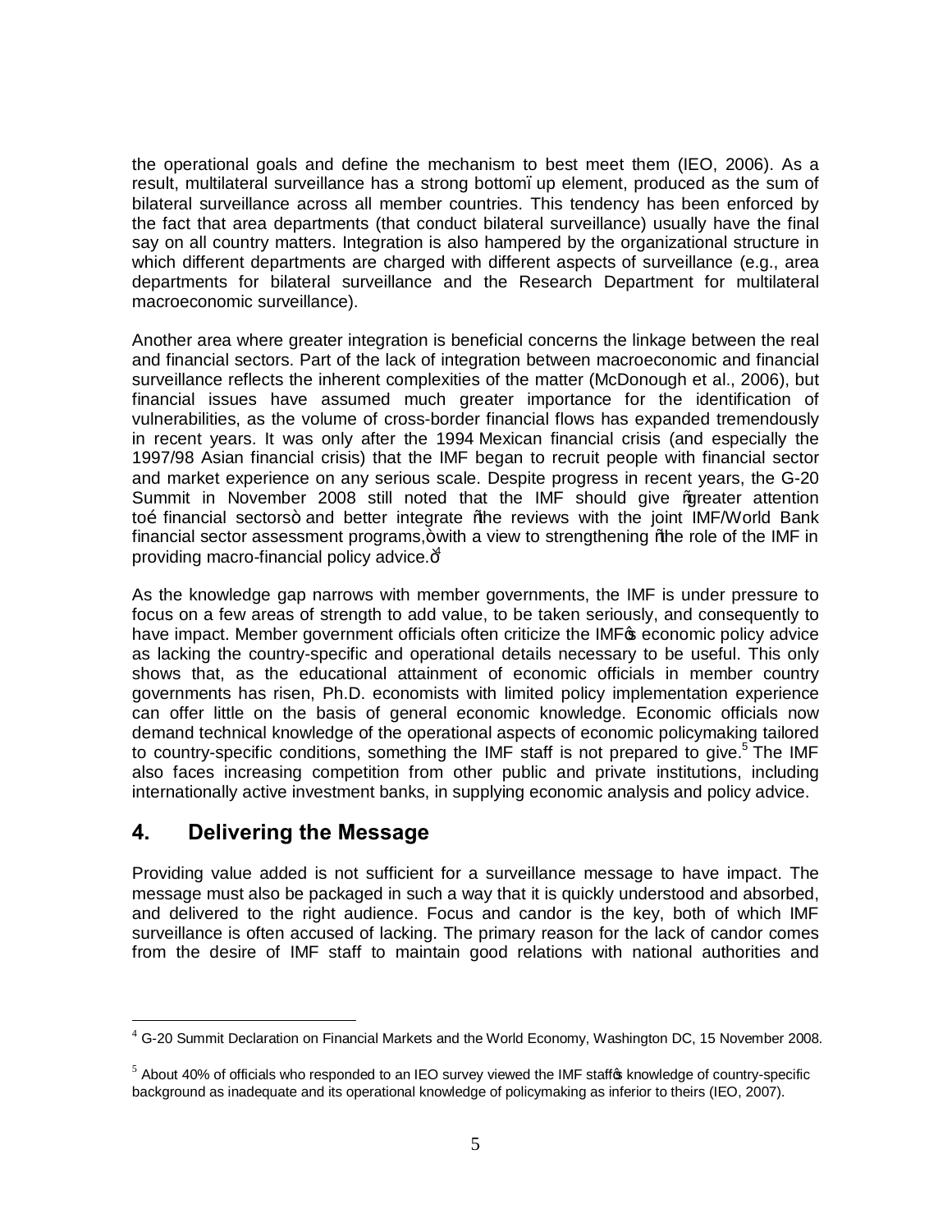the operational goals and define the mechanism to best meet them (IEO, 2006). As a result, multilateral surveillance has a strong bottom–up element, produced as the sum of bilateral surveillance across all member countries. This tendency has been enforced by the fact that area departments (that conduct bilateral surveillance) usually have the final say on all country matters. Integration is also hampered by the organizational structure in which different departments are charged with different aspects of surveillance (e.g., area departments for bilateral surveillance and the Research Department for multilateral macroeconomic surveillance).

Another area where greater integration is beneficial concerns the linkage between the real and financial sectors. Part of the lack of integration between macroeconomic and financial surveillance reflects the inherent complexities of the matter (McDonough et al., 2006), but financial issues have assumed much greater importance for the identification of vulnerabilities, as the volume of cross-border financial flows has expanded tremendously in recent years. It was only after the 1994 Mexican financial crisis (and especially the 1997/98 Asian financial crisis) that the IMF began to recruit people with financial sector and market experience on any serious scale. Despite progress in recent years, the G-20 Summit in November 2008 still noted that the IMF should give "greater attention to… financial sectors" and better integrate "the reviews with the joint IMF/World Bank financial sector assessment programs," with a view to strengthening "the role of the IMF in providing macro-financial policy advice."[4]

As the knowledge gap narrows with member governments, the IMF is under pressure to focus on a few areas of strength to add value, to be taken seriously, and consequently to have impact. Member government officials often criticize the IMF's economic policy advice as lacking the country-specific and operational details necessary to be useful. This only shows that, as the educational attainment of economic officials in member country governments has risen, Ph.D. economists with limited policy implementation experience can offer little on the basis of general economic knowledge. Economic officials now demand technical knowledge of the operational aspects of economic policymaking tailored to country-specific conditions, something the IMF staff is not prepared to give.[5] The IMF also faces increasing competition from other public and private institutions, including internationally active investment banks, in supplying economic analysis and policy advice.

## 4. Delivering the Message

Providing value added is not sufficient for a surveillance message to have impact. The message must also be packaged in such a way that it is quickly understood and absorbed, and delivered to the right audience. Focus and candor is the key, both of which IMF surveillance is often accused of lacking. The primary reason for the lack of candor comes from the desire of IMF staff to maintain good relations with national authorities and

---

[4] G-20 Summit Declaration on Financial Markets and the World Economy, Washington DC, 15 November 2008.

[5] About 40% of officials who responded to an IEO survey viewed the IMF staff's knowledge of country-specific background as inadequate and its operational knowledge of policymaking as inferior to theirs (IEO, 2007).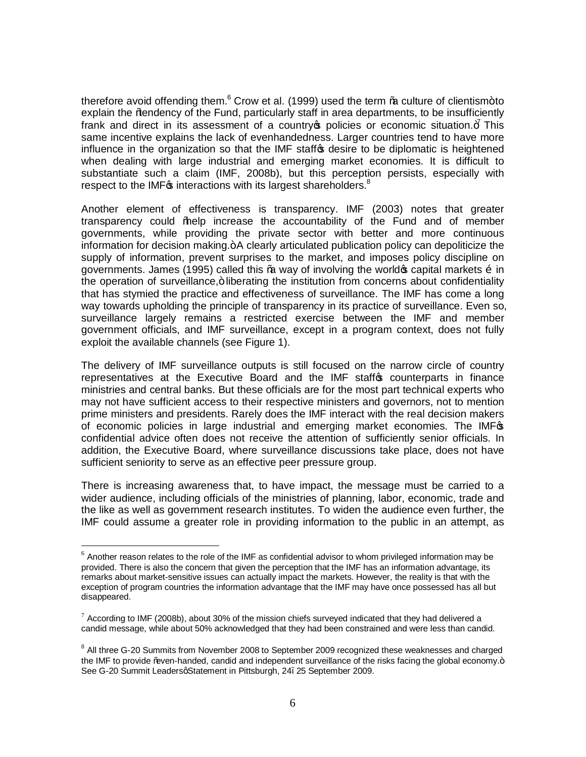therefore avoid offending them.[6] Crow et al. (1999) used the term "a culture of clientism" to explain the "tendency of the Fund, particularly staff in area departments, to be insufficiently frank and direct in its assessment of a country's policies or economic situation."[7] This same incentive explains the lack of evenhandedness. Larger countries tend to have more influence in the organization so that the IMF staff's desire to be diplomatic is heightened when dealing with large industrial and emerging market economies. It is difficult to substantiate such a claim (IMF, 2008b), but this perception persists, especially with respect to the IMF's interactions with its largest shareholders.[8]

Another element of effectiveness is transparency. IMF (2003) notes that greater transparency could "help increase the accountability of the Fund and of member governments, while providing the private sector with better and more continuous information for decision making." A clearly articulated publication policy can depoliticize the supply of information, prevent surprises to the market, and imposes policy discipline on governments. James (1995) called this "a way of involving the world's capital markets … in the operation of surveillance," liberating the institution from concerns about confidentiality that has stymied the practice and effectiveness of surveillance. The IMF has come a long way towards upholding the principle of transparency in its practice of surveillance. Even so, surveillance largely remains a restricted exercise between the IMF and member government officials, and IMF surveillance, except in a program context, does not fully exploit the available channels (see Figure 1).

The delivery of IMF surveillance outputs is still focused on the narrow circle of country representatives at the Executive Board and the IMF staff's counterparts in finance ministries and central banks. But these officials are for the most part technical experts who may not have sufficient access to their respective ministers and governors, not to mention prime ministers and presidents. Rarely does the IMF interact with the real decision makers of economic policies in large industrial and emerging market economies. The IMF's confidential advice often does not receive the attention of sufficiently senior officials. In addition, the Executive Board, where surveillance discussions take place, does not have sufficient seniority to serve as an effective peer pressure group.

There is increasing awareness that, to have impact, the message must be carried to a wider audience, including officials of the ministries of planning, labor, economic, trade and the like as well as government research institutes. To widen the audience even further, the IMF could assume a greater role in providing information to the public in an attempt, as

---

[6] Another reason relates to the role of the IMF as confidential advisor to whom privileged information may be provided. There is also the concern that given the perception that the IMF has an information advantage, its remarks about market-sensitive issues can actually impact the markets. However, the reality is that with the exception of program countries the information advantage that the IMF may have once possessed has all but disappeared.

[7] According to IMF (2008b), about 30% of the mission chiefs surveyed indicated that they had delivered a candid message, while about 50% acknowledged that they had been constrained and were less than candid.

[8] All three G-20 Summits from November 2008 to September 2009 recognized these weaknesses and charged the IMF to provide "even-handed, candid and independent surveillance of the risks facing the global economy." See G-20 Summit Leaders' Statement in Pittsburgh, 24–25 September 2009.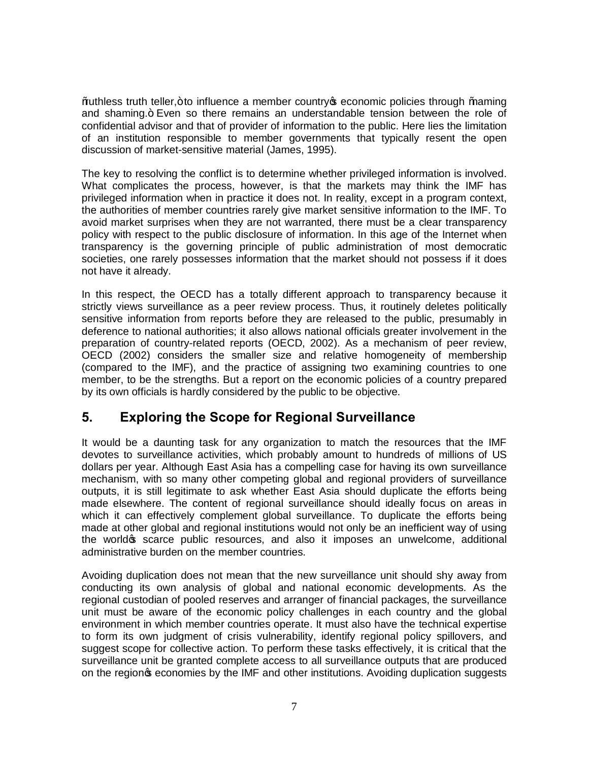"ruthless truth teller," to influence a member country's economic policies through "naming and shaming." Even so there remains an understandable tension between the role of confidential advisor and that of provider of information to the public. Here lies the limitation of an institution responsible to member governments that typically resent the open discussion of market-sensitive material (James, 1995).

The key to resolving the conflict is to determine whether privileged information is involved. What complicates the process, however, is that the markets may think the IMF has privileged information when in practice it does not. In reality, except in a program context, the authorities of member countries rarely give market sensitive information to the IMF. To avoid market surprises when they are not warranted, there must be a clear transparency policy with respect to the public disclosure of information. In this age of the Internet when transparency is the governing principle of public administration of most democratic societies, one rarely possesses information that the market should not possess if it does not have it already.

In this respect, the OECD has a totally different approach to transparency because it strictly views surveillance as a peer review process. Thus, it routinely deletes politically sensitive information from reports before they are released to the public, presumably in deference to national authorities; it also allows national officials greater involvement in the preparation of country-related reports (OECD, 2002). As a mechanism of peer review, OECD (2002) considers the smaller size and relative homogeneity of membership (compared to the IMF), and the practice of assigning two examining countries to one member, to be the strengths. But a report on the economic policies of a country prepared by its own officials is hardly considered by the public to be objective.

## 5. Exploring the Scope for Regional Surveillance

It would be a daunting task for any organization to match the resources that the IMF devotes to surveillance activities, which probably amount to hundreds of millions of US dollars per year. Although East Asia has a compelling case for having its own surveillance mechanism, with so many other competing global and regional providers of surveillance outputs, it is still legitimate to ask whether East Asia should duplicate the efforts being made elsewhere. The content of regional surveillance should ideally focus on areas in which it can effectively complement global surveillance. To duplicate the efforts being made at other global and regional institutions would not only be an inefficient way of using the world's scarce public resources, and also it imposes an unwelcome, additional administrative burden on the member countries.

Avoiding duplication does not mean that the new surveillance unit should shy away from conducting its own analysis of global and national economic developments. As the regional custodian of pooled reserves and arranger of financial packages, the surveillance unit must be aware of the economic policy challenges in each country and the global environment in which member countries operate. It must also have the technical expertise to form its own judgment of crisis vulnerability, identify regional policy spillovers, and suggest scope for collective action. To perform these tasks effectively, it is critical that the surveillance unit be granted complete access to all surveillance outputs that are produced on the region's economies by the IMF and other institutions. Avoiding duplication suggests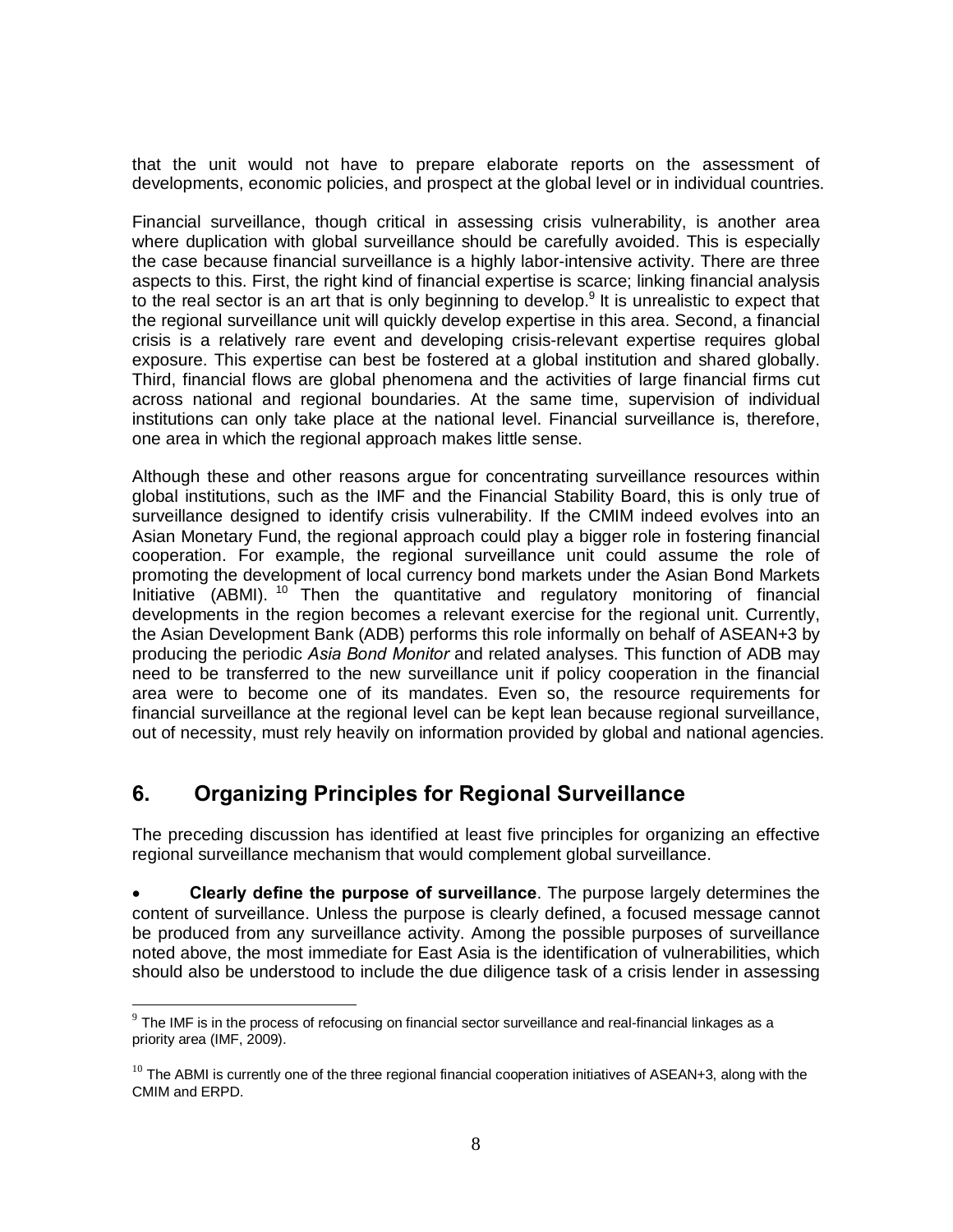that the unit would not have to prepare elaborate reports on the assessment of developments, economic policies, and prospect at the global level or in individual countries.

Financial surveillance, though critical in assessing crisis vulnerability, is another area where duplication with global surveillance should be carefully avoided. This is especially the case because financial surveillance is a highly labor-intensive activity. There are three aspects to this. First, the right kind of financial expertise is scarce; linking financial analysis to the real sector is an art that is only beginning to develop.[9] It is unrealistic to expect that the regional surveillance unit will quickly develop expertise in this area. Second, a financial crisis is a relatively rare event and developing crisis-relevant expertise requires global exposure. This expertise can best be fostered at a global institution and shared globally. Third, financial flows are global phenomena and the activities of large financial firms cut across national and regional boundaries. At the same time, supervision of individual institutions can only take place at the national level. Financial surveillance is, therefore, one area in which the regional approach makes little sense.

Although these and other reasons argue for concentrating surveillance resources within global institutions, such as the IMF and the Financial Stability Board, this is only true of surveillance designed to identify crisis vulnerability. If the CMIM indeed evolves into an Asian Monetary Fund, the regional approach could play a bigger role in fostering financial cooperation. For example, the regional surveillance unit could assume the role of promoting the development of local currency bond markets under the Asian Bond Markets Initiative (ABMI).[10] Then the quantitative and regulatory monitoring of financial developments in the region becomes a relevant exercise for the regional unit. Currently, the Asian Development Bank (ADB) performs this role informally on behalf of ASEAN+3 by producing the periodic *Asia Bond Monitor* and related analyses. This function of ADB may need to be transferred to the new surveillance unit if policy cooperation in the financial area were to become one of its mandates. Even so, the resource requirements for financial surveillance at the regional level can be kept lean because regional surveillance, out of necessity, must rely heavily on information provided by global and national agencies.

## 6. Organizing Principles for Regional Surveillance

The preceding discussion has identified at least five principles for organizing an effective regional surveillance mechanism that would complement global surveillance.

- **Clearly define the purpose of surveillance**. The purpose largely determines the content of surveillance. Unless the purpose is clearly defined, a focused message cannot be produced from any surveillance activity. Among the possible purposes of surveillance noted above, the most immediate for East Asia is the identification of vulnerabilities, which should also be understood to include the due diligence task of a crisis lender in assessing

---

[9] The IMF is in the process of refocusing on financial sector surveillance and real-financial linkages as a priority area (IMF, 2009).

[10] The ABMI is currently one of the three regional financial cooperation initiatives of ASEAN+3, along with the CMIM and ERPD.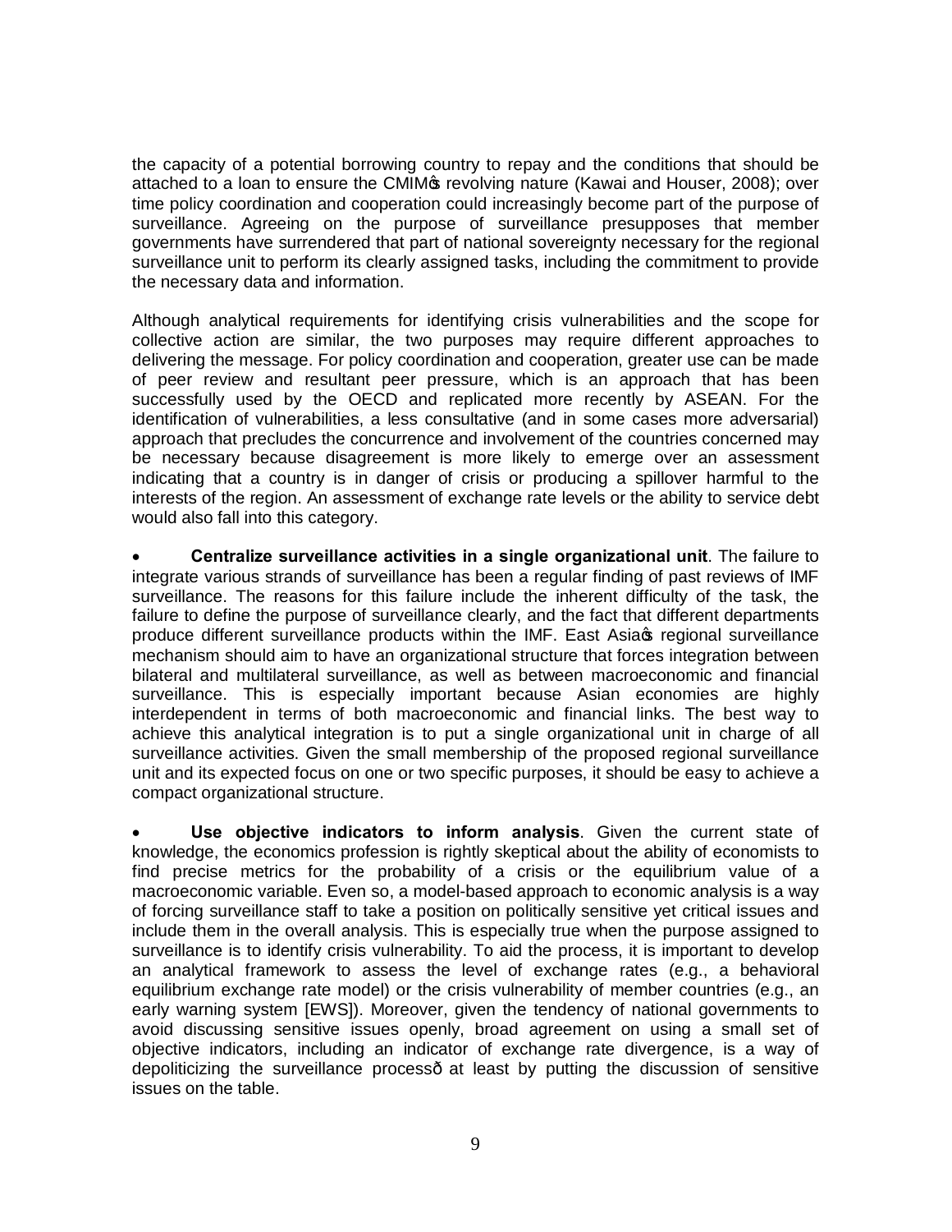the capacity of a potential borrowing country to repay and the conditions that should be attached to a loan to ensure the CMIM's revolving nature (Kawai and Houser, 2008); over time policy coordination and cooperation could increasingly become part of the purpose of surveillance. Agreeing on the purpose of surveillance presupposes that member governments have surrendered that part of national sovereignty necessary for the regional surveillance unit to perform its clearly assigned tasks, including the commitment to provide the necessary data and information.

Although analytical requirements for identifying crisis vulnerabilities and the scope for collective action are similar, the two purposes may require different approaches to delivering the message. For policy coordination and cooperation, greater use can be made of peer review and resultant peer pressure, which is an approach that has been successfully used by the OECD and replicated more recently by ASEAN. For the identification of vulnerabilities, a less consultative (and in some cases more adversarial) approach that precludes the concurrence and involvement of the countries concerned may be necessary because disagreement is more likely to emerge over an assessment indicating that a country is in danger of crisis or producing a spillover harmful to the interests of the region. An assessment of exchange rate levels or the ability to service debt would also fall into this category.

- **Centralize surveillance activities in a single organizational unit**. The failure to integrate various strands of surveillance has been a regular finding of past reviews of IMF surveillance. The reasons for this failure include the inherent difficulty of the task, the failure to define the purpose of surveillance clearly, and the fact that different departments produce different surveillance products within the IMF. East Asia's regional surveillance mechanism should aim to have an organizational structure that forces integration between bilateral and multilateral surveillance, as well as between macroeconomic and financial surveillance. This is especially important because Asian economies are highly interdependent in terms of both macroeconomic and financial links. The best way to achieve this analytical integration is to put a single organizational unit in charge of all surveillance activities. Given the small membership of the proposed regional surveillance unit and its expected focus on one or two specific purposes, it should be easy to achieve a compact organizational structure.

- **Use objective indicators to inform analysis**. Given the current state of knowledge, the economics profession is rightly skeptical about the ability of economists to find precise metrics for the probability of a crisis or the equilibrium value of a macroeconomic variable. Even so, a model-based approach to economic analysis is a way of forcing surveillance staff to take a position on politically sensitive yet critical issues and include them in the overall analysis. This is especially true when the purpose assigned to surveillance is to identify crisis vulnerability. To aid the process, it is important to develop an analytical framework to assess the level of exchange rates (e.g., a behavioral equilibrium exchange rate model) or the crisis vulnerability of member countries (e.g., an early warning system [EWS]). Moreover, given the tendency of national governments to avoid discussing sensitive issues openly, broad agreement on using a small set of objective indicators, including an indicator of exchange rate divergence, is a way of depoliticizing the surveillance process—at least by putting the discussion of sensitive issues on the table.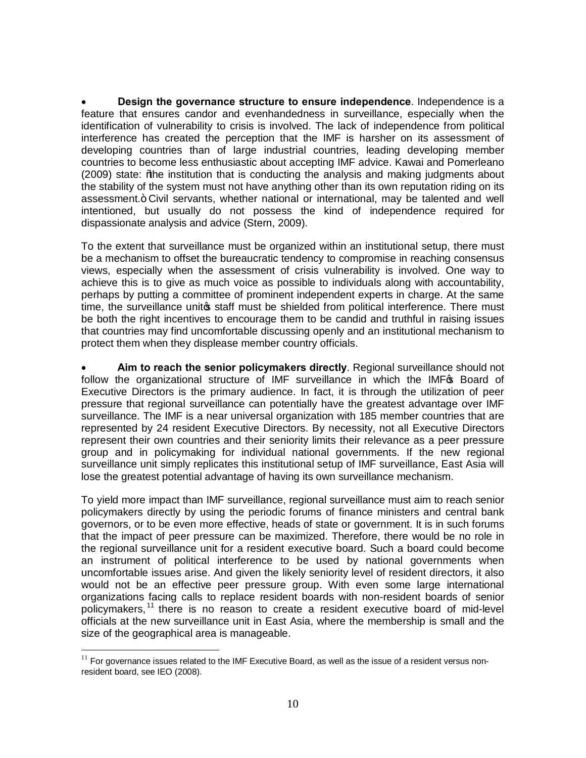- **Design the governance structure to ensure independence**. Independence is a feature that ensures candor and evenhandedness in surveillance, especially when the identification of vulnerability to crisis is involved. The lack of independence from political interference has created the perception that the IMF is harsher on its assessment of developing countries than of large industrial countries, leading developing member countries to become less enthusiastic about accepting IMF advice. Kawai and Pomerleano (2009) state: "the institution that is conducting the analysis and making judgments about the stability of the system must not have anything other than its own reputation riding on its assessment." Civil servants, whether national or international, may be talented and well intentioned, but usually do not possess the kind of independence required for dispassionate analysis and advice (Stern, 2009).

To the extent that surveillance must be organized within an institutional setup, there must be a mechanism to offset the bureaucratic tendency to compromise in reaching consensus views, especially when the assessment of crisis vulnerability is involved. One way to achieve this is to give as much voice as possible to individuals along with accountability, perhaps by putting a committee of prominent independent experts in charge. At the same time, the surveillance unit's staff must be shielded from political interference. There must be both the right incentives to encourage them to be candid and truthful in raising issues that countries may find uncomfortable discussing openly and an institutional mechanism to protect them when they displease member country officials.

- **Aim to reach the senior policymakers directly**. Regional surveillance should not follow the organizational structure of IMF surveillance in which the IMF's Board of Executive Directors is the primary audience. In fact, it is through the utilization of peer pressure that regional surveillance can potentially have the greatest advantage over IMF surveillance. The IMF is a near universal organization with 185 member countries that are represented by 24 resident Executive Directors. By necessity, not all Executive Directors represent their own countries and their seniority limits their relevance as a peer pressure group and in policymaking for individual national governments. If the new regional surveillance unit simply replicates this institutional setup of IMF surveillance, East Asia will lose the greatest potential advantage of having its own surveillance mechanism.

To yield more impact than IMF surveillance, regional surveillance must aim to reach senior policymakers directly by using the periodic forums of finance ministers and central bank governors, or to be even more effective, heads of state or government. It is in such forums that the impact of peer pressure can be maximized. Therefore, there would be no role in the regional surveillance unit for a resident executive board. Such a board could become an instrument of political interference to be used by national governments when uncomfortable issues arise. And given the likely seniority level of resident directors, it also would not be an effective peer pressure group. With even some large international organizations facing calls to replace resident boards with non-resident boards of senior policymakers,[11] there is no reason to create a resident executive board of mid-level officials at the new surveillance unit in East Asia, where the membership is small and the size of the geographical area is manageable.

[11] For governance issues related to the IMF Executive Board, as well as the issue of a resident versus non-resident board, see IEO (2008).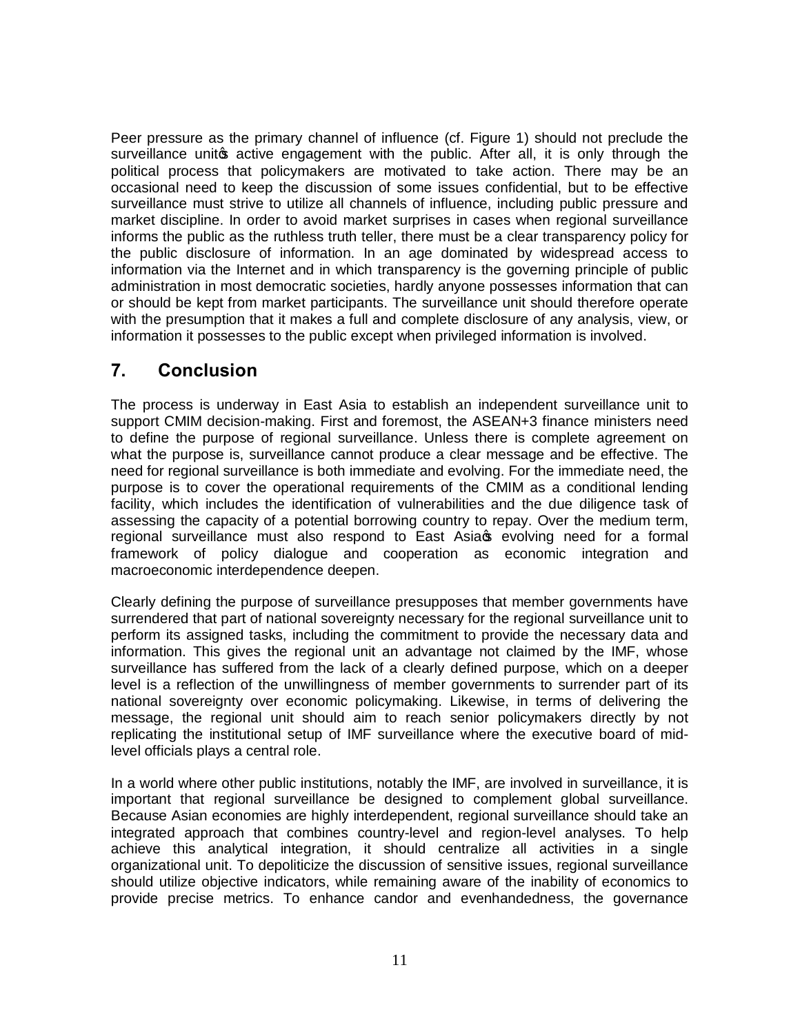Peer pressure as the primary channel of influence (cf. Figure 1) should not preclude the surveillance unit's active engagement with the public. After all, it is only through the political process that policymakers are motivated to take action. There may be an occasional need to keep the discussion of some issues confidential, but to be effective surveillance must strive to utilize all channels of influence, including public pressure and market discipline. In order to avoid market surprises in cases when regional surveillance informs the public as the ruthless truth teller, there must be a clear transparency policy for the public disclosure of information. In an age dominated by widespread access to information via the Internet and in which transparency is the governing principle of public administration in most democratic societies, hardly anyone possesses information that can or should be kept from market participants. The surveillance unit should therefore operate with the presumption that it makes a full and complete disclosure of any analysis, view, or information it possesses to the public except when privileged information is involved.

## 7. Conclusion

The process is underway in East Asia to establish an independent surveillance unit to support CMIM decision-making. First and foremost, the ASEAN+3 finance ministers need to define the purpose of regional surveillance. Unless there is complete agreement on what the purpose is, surveillance cannot produce a clear message and be effective. The need for regional surveillance is both immediate and evolving. For the immediate need, the purpose is to cover the operational requirements of the CMIM as a conditional lending facility, which includes the identification of vulnerabilities and the due diligence task of assessing the capacity of a potential borrowing country to repay. Over the medium term, regional surveillance must also respond to East Asia's evolving need for a formal framework of policy dialogue and cooperation as economic integration and macroeconomic interdependence deepen.

Clearly defining the purpose of surveillance presupposes that member governments have surrendered that part of national sovereignty necessary for the regional surveillance unit to perform its assigned tasks, including the commitment to provide the necessary data and information. This gives the regional unit an advantage not claimed by the IMF, whose surveillance has suffered from the lack of a clearly defined purpose, which on a deeper level is a reflection of the unwillingness of member governments to surrender part of its national sovereignty over economic policymaking. Likewise, in terms of delivering the message, the regional unit should aim to reach senior policymakers directly by not replicating the institutional setup of IMF surveillance where the executive board of mid-level officials plays a central role.

In a world where other public institutions, notably the IMF, are involved in surveillance, it is important that regional surveillance be designed to complement global surveillance. Because Asian economies are highly interdependent, regional surveillance should take an integrated approach that combines country-level and region-level analyses. To help achieve this analytical integration, it should centralize all activities in a single organizational unit. To depoliticize the discussion of sensitive issues, regional surveillance should utilize objective indicators, while remaining aware of the inability of economics to provide precise metrics. To enhance candor and evenhandedness, the governance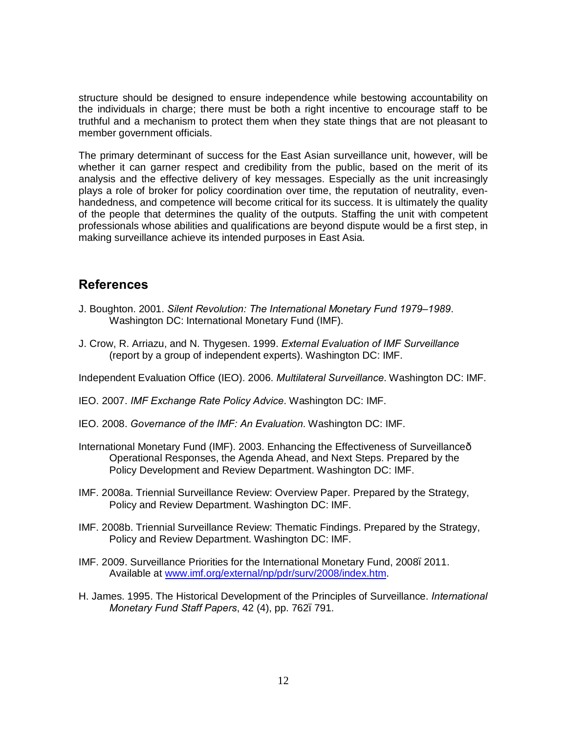structure should be designed to ensure independence while bestowing accountability on the individuals in charge; there must be both a right incentive to encourage staff to be truthful and a mechanism to protect them when they state things that are not pleasant to member government officials.

The primary determinant of success for the East Asian surveillance unit, however, will be whether it can garner respect and credibility from the public, based on the merit of its analysis and the effective delivery of key messages. Especially as the unit increasingly plays a role of broker for policy coordination over time, the reputation of neutrality, even-handedness, and competence will become critical for its success. It is ultimately the quality of the people that determines the quality of the outputs. Staffing the unit with competent professionals whose abilities and qualifications are beyond dispute would be a first step, in making surveillance achieve its intended purposes in East Asia.

## References

J. Boughton. 2001. *Silent Revolution: The International Monetary Fund 1979–1989*. Washington DC: International Monetary Fund (IMF).

J. Crow, R. Arriazu, and N. Thygesen. 1999. *External Evaluation of IMF Surveillance* (report by a group of independent experts). Washington DC: IMF.

Independent Evaluation Office (IEO). 2006. *Multilateral Surveillance*. Washington DC: IMF.

IEO. 2007. *IMF Exchange Rate Policy Advice*. Washington DC: IMF.

IEO. 2008. *Governance of the IMF: An Evaluation*. Washington DC: IMF.

International Monetary Fund (IMF). 2003. Enhancing the Effectiveness of Surveillanceð Operational Responses, the Agenda Ahead, and Next Steps. Prepared by the Policy Development and Review Department. Washington DC: IMF.

IMF. 2008a. Triennial Surveillance Review: Overview Paper. Prepared by the Strategy, Policy and Review Department. Washington DC: IMF.

IMF. 2008b. Triennial Surveillance Review: Thematic Findings. Prepared by the Strategy, Policy and Review Department. Washington DC: IMF.

IMF. 2009. Surveillance Priorities for the International Monetary Fund, 2008ï 2011. Available at www.imf.org/external/np/pdr/surv/2008/index.htm.

H. James. 1995. The Historical Development of the Principles of Surveillance. *International Monetary Fund Staff Papers*, 42 (4), pp. 762ï 791.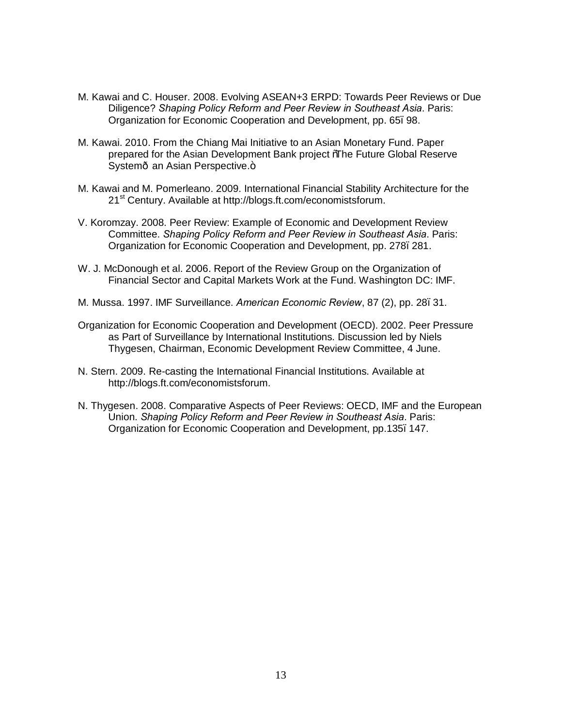M. Kawai and C. Houser. 2008. Evolving ASEAN+3 ERPD: Towards Peer Reviews or Due Diligence? *Shaping Policy Reform and Peer Review in Southeast Asia*. Paris: Organization for Economic Cooperation and Development, pp. 65–98.

M. Kawai. 2010. From the Chiang Mai Initiative to an Asian Monetary Fund. Paper prepared for the Asian Development Bank project "The Future Global Reserve System—an Asian Perspective."

M. Kawai and M. Pomerleano. 2009. International Financial Stability Architecture for the 21st Century. Available at http://blogs.ft.com/economistsforum.

V. Koromzay. 2008. Peer Review: Example of Economic and Development Review Committee. *Shaping Policy Reform and Peer Review in Southeast Asia*. Paris: Organization for Economic Cooperation and Development, pp. 278–281.

W. J. McDonough et al. 2006. Report of the Review Group on the Organization of Financial Sector and Capital Markets Work at the Fund. Washington DC: IMF.

M. Mussa. 1997. IMF Surveillance. *American Economic Review*, 87 (2), pp. 28–31.

Organization for Economic Cooperation and Development (OECD). 2002. Peer Pressure as Part of Surveillance by International Institutions. Discussion led by Niels Thygesen, Chairman, Economic Development Review Committee, 4 June.

N. Stern. 2009. Re-casting the International Financial Institutions. Available at http://blogs.ft.com/economistsforum.

N. Thygesen. 2008. Comparative Aspects of Peer Reviews: OECD, IMF and the European Union. *Shaping Policy Reform and Peer Review in Southeast Asia*. Paris: Organization for Economic Cooperation and Development, pp.135–147.